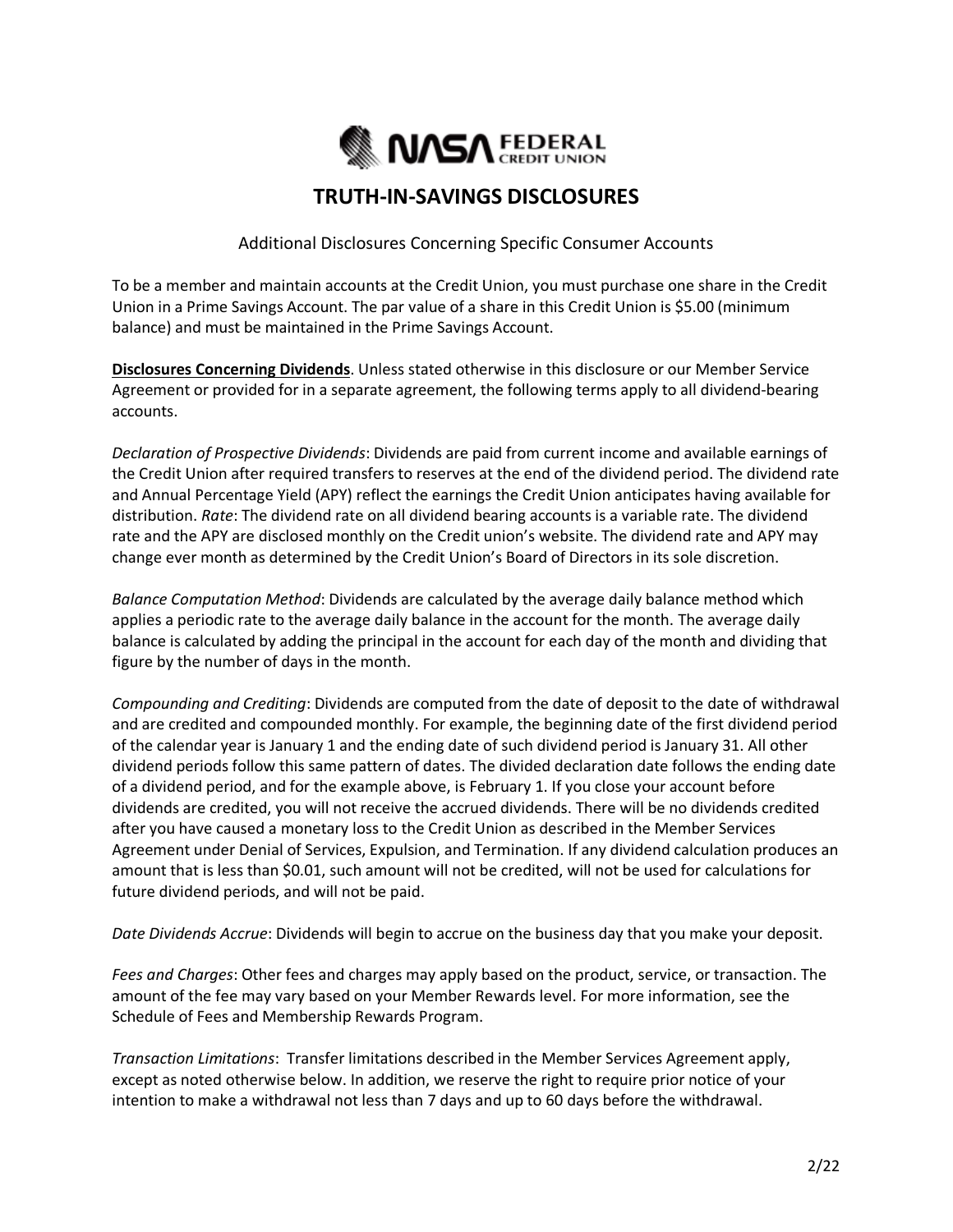NASA FEDERAL CREDIT UNION

# TRUTH-IN-SAVINGS DISCLOSURES

Additional Disclosures Concerning Specific Consumer Accounts

To be a member and maintain accounts at the Credit Union, you must purchase one share in the Credit Union in a Prime Savings Account. The par value of a share in this Credit Union is $5.00 (minimum balance) and must be maintained in the Prime Savings Account.

**Disclosures Concerning Dividends**. Unless stated otherwise in this disclosure or our Member Service Agreement or provided for in a separate agreement, the following terms apply to all dividend-bearing accounts.

*Declaration of Prospective Dividends*: Dividends are paid from current income and available earnings of the Credit Union after required transfers to reserves at the end of the dividend period. The dividend rate and Annual Percentage Yield (APY) reflect the earnings the Credit Union anticipates having available for distribution. *Rate*: The dividend rate on all dividend bearing accounts is a variable rate. The dividend rate and the APY are disclosed monthly on the Credit union's website. The dividend rate and APY may change ever month as determined by the Credit Union's Board of Directors in its sole discretion.

*Balance Computation Method*: Dividends are calculated by the average daily balance method which applies a periodic rate to the average daily balance in the account for the month. The average daily balance is calculated by adding the principal in the account for each day of the month and dividing that figure by the number of days in the month.

*Compounding and Crediting*: Dividends are computed from the date of deposit to the date of withdrawal and are credited and compounded monthly. For example, the beginning date of the first dividend period of the calendar year is January 1 and the ending date of such dividend period is January 31. All other dividend periods follow this same pattern of dates. The divided declaration date follows the ending date of a dividend period, and for the example above, is February 1. If you close your account before dividends are credited, you will not receive the accrued dividends. There will be no dividends credited after you have caused a monetary loss to the Credit Union as described in the Member Services Agreement under Denial of Services, Expulsion, and Termination. If any dividend calculation produces an amount that is less than $0.01, such amount will not be credited, will not be used for calculations for future dividend periods, and will not be paid.

*Date Dividends Accrue*: Dividends will begin to accrue on the business day that you make your deposit.

*Fees and Charges*: Other fees and charges may apply based on the product, service, or transaction. The amount of the fee may vary based on your Member Rewards level. For more information, see the Schedule of Fees and Membership Rewards Program.

*Transaction Limitations*: Transfer limitations described in the Member Services Agreement apply, except as noted otherwise below. In addition, we reserve the right to require prior notice of your intention to make a withdrawal not less than 7 days and up to 60 days before the withdrawal.

2/22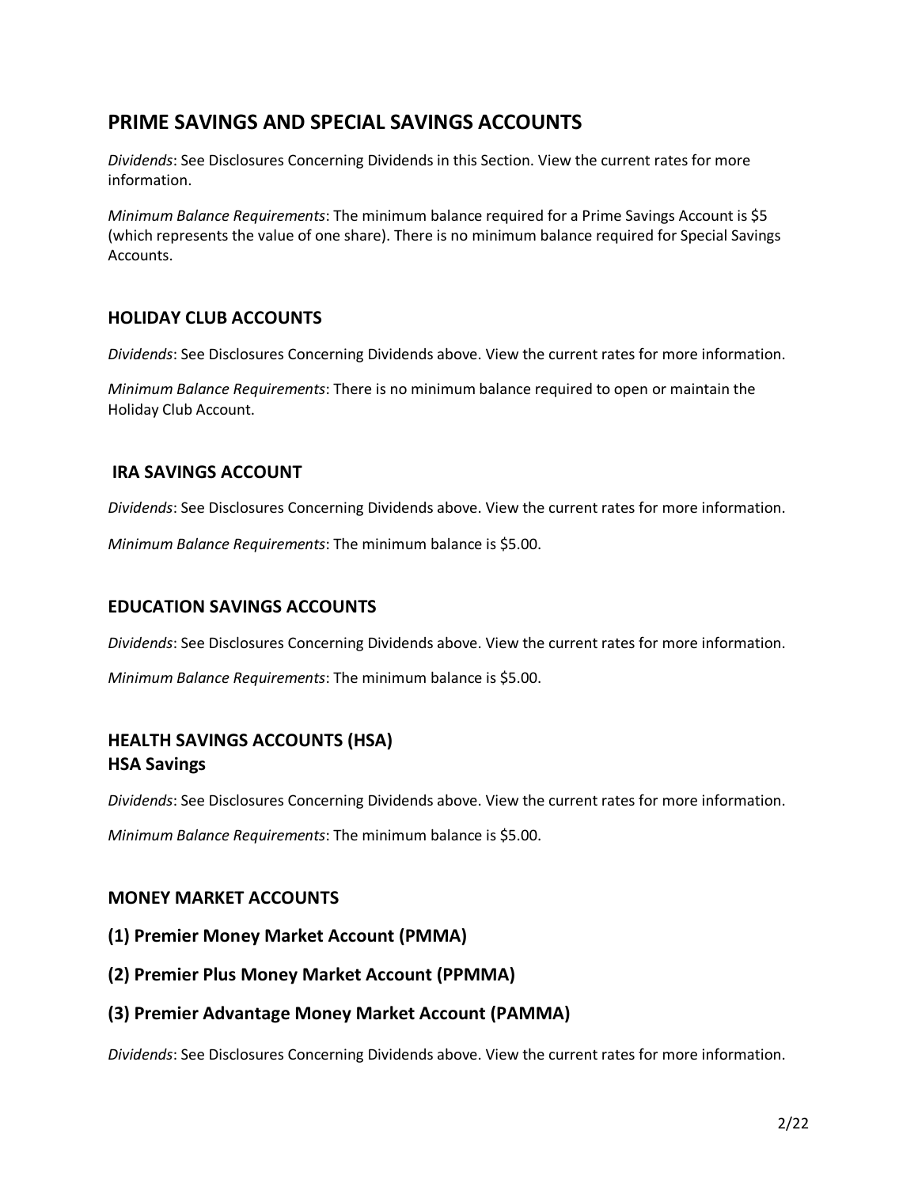## PRIME SAVINGS AND SPECIAL SAVINGS ACCOUNTS

*Dividends*: See Disclosures Concerning Dividends in this Section. View the current rates for more information.

*Minimum Balance Requirements*: The minimum balance required for a Prime Savings Account is $5 (which represents the value of one share). There is no minimum balance required for Special Savings Accounts.

### HOLIDAY CLUB ACCOUNTS

*Dividends*: See Disclosures Concerning Dividends above. View the current rates for more information.

*Minimum Balance Requirements*: There is no minimum balance required to open or maintain the Holiday Club Account.

### IRA SAVINGS ACCOUNT

*Dividends*: See Disclosures Concerning Dividends above. View the current rates for more information.

*Minimum Balance Requirements*: The minimum balance is $5.00.

### EDUCATION SAVINGS ACCOUNTS

*Dividends*: See Disclosures Concerning Dividends above. View the current rates for more information.

*Minimum Balance Requirements*: The minimum balance is $5.00.

### HEALTH SAVINGS ACCOUNTS (HSA)

### HSA Savings

*Dividends*: See Disclosures Concerning Dividends above. View the current rates for more information.

*Minimum Balance Requirements*: The minimum balance is $5.00.

### MONEY MARKET ACCOUNTS

### (1) Premier Money Market Account (PMMA)

### (2) Premier Plus Money Market Account (PPMMA)

### (3) Premier Advantage Money Market Account (PAMMA)

*Dividends*: See Disclosures Concerning Dividends above. View the current rates for more information.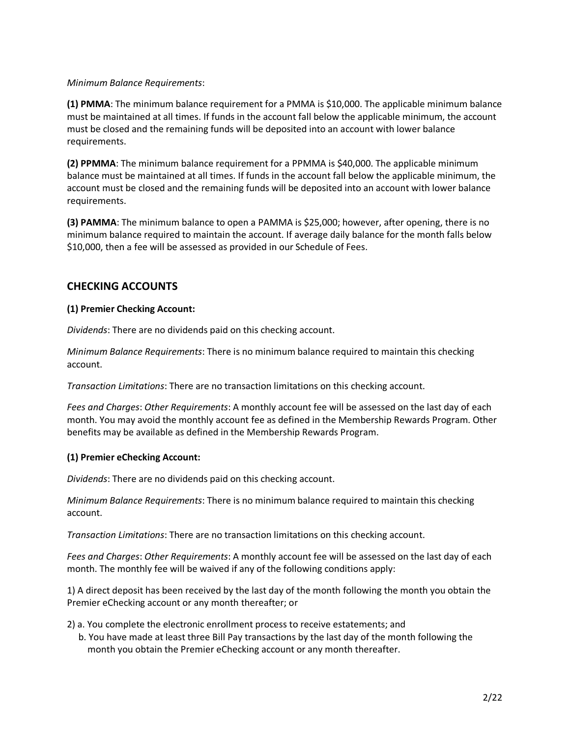*Minimum Balance Requirements*:

**(1) PMMA**: The minimum balance requirement for a PMMA is $10,000. The applicable minimum balance must be maintained at all times. If funds in the account fall below the applicable minimum, the account must be closed and the remaining funds will be deposited into an account with lower balance requirements.

**(2) PPMMA**: The minimum balance requirement for a PPMMA is $40,000. The applicable minimum balance must be maintained at all times. If funds in the account fall below the applicable minimum, the account must be closed and the remaining funds will be deposited into an account with lower balance requirements.

**(3) PAMMA**: The minimum balance to open a PAMMA is $25,000; however, after opening, there is no minimum balance required to maintain the account. If average daily balance for the month falls below $10,000, then a fee will be assessed as provided in our Schedule of Fees.

## CHECKING ACCOUNTS

**(1) Premier Checking Account:**

*Dividends*: There are no dividends paid on this checking account.

*Minimum Balance Requirements*: There is no minimum balance required to maintain this checking account.

*Transaction Limitations*: There are no transaction limitations on this checking account.

*Fees and Charges*: *Other Requirements*: A monthly account fee will be assessed on the last day of each month. You may avoid the monthly account fee as defined in the Membership Rewards Program. Other benefits may be available as defined in the Membership Rewards Program.

**(1) Premier eChecking Account:**

*Dividends*: There are no dividends paid on this checking account.

*Minimum Balance Requirements*: There is no minimum balance required to maintain this checking account.

*Transaction Limitations*: There are no transaction limitations on this checking account.

*Fees and Charges*: *Other Requirements*: A monthly account fee will be assessed on the last day of each month. The monthly fee will be waived if any of the following conditions apply:

1) A direct deposit has been received by the last day of the month following the month you obtain the Premier eChecking account or any month thereafter; or

2) a. You complete the electronic enrollment process to receive estatements; and
   b. You have made at least three Bill Pay transactions by the last day of the month following the month you obtain the Premier eChecking account or any month thereafter.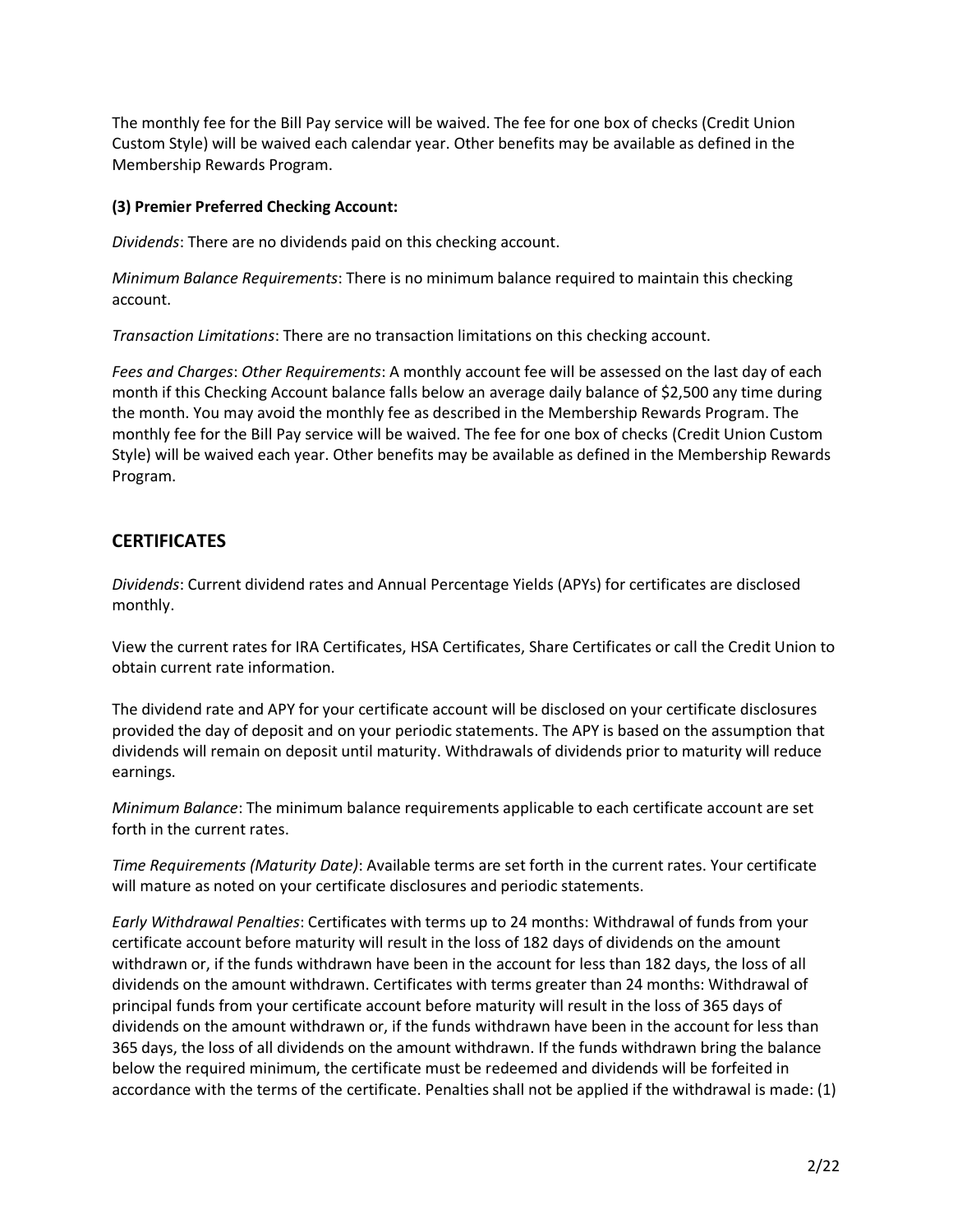The monthly fee for the Bill Pay service will be waived. The fee for one box of checks (Credit Union Custom Style) will be waived each calendar year. Other benefits may be available as defined in the Membership Rewards Program.

**(3) Premier Preferred Checking Account:**

*Dividends*: There are no dividends paid on this checking account.

*Minimum Balance Requirements*: There is no minimum balance required to maintain this checking account.

*Transaction Limitations*: There are no transaction limitations on this checking account.

*Fees and Charges*: *Other Requirements*: A monthly account fee will be assessed on the last day of each month if this Checking Account balance falls below an average daily balance of $2,500 any time during the month. You may avoid the monthly fee as described in the Membership Rewards Program. The monthly fee for the Bill Pay service will be waived. The fee for one box of checks (Credit Union Custom Style) will be waived each year. Other benefits may be available as defined in the Membership Rewards Program.

## CERTIFICATES

*Dividends*: Current dividend rates and Annual Percentage Yields (APYs) for certificates are disclosed monthly.

View the current rates for IRA Certificates, HSA Certificates, Share Certificates or call the Credit Union to obtain current rate information.

The dividend rate and APY for your certificate account will be disclosed on your certificate disclosures provided the day of deposit and on your periodic statements. The APY is based on the assumption that dividends will remain on deposit until maturity. Withdrawals of dividends prior to maturity will reduce earnings.

*Minimum Balance*: The minimum balance requirements applicable to each certificate account are set forth in the current rates.

*Time Requirements (Maturity Date)*: Available terms are set forth in the current rates. Your certificate will mature as noted on your certificate disclosures and periodic statements.

*Early Withdrawal Penalties*: Certificates with terms up to 24 months: Withdrawal of funds from your certificate account before maturity will result in the loss of 182 days of dividends on the amount withdrawn or, if the funds withdrawn have been in the account for less than 182 days, the loss of all dividends on the amount withdrawn. Certificates with terms greater than 24 months: Withdrawal of principal funds from your certificate account before maturity will result in the loss of 365 days of dividends on the amount withdrawn or, if the funds withdrawn have been in the account for less than 365 days, the loss of all dividends on the amount withdrawn. If the funds withdrawn bring the balance below the required minimum, the certificate must be redeemed and dividends will be forfeited in accordance with the terms of the certificate. Penalties shall not be applied if the withdrawal is made: (1)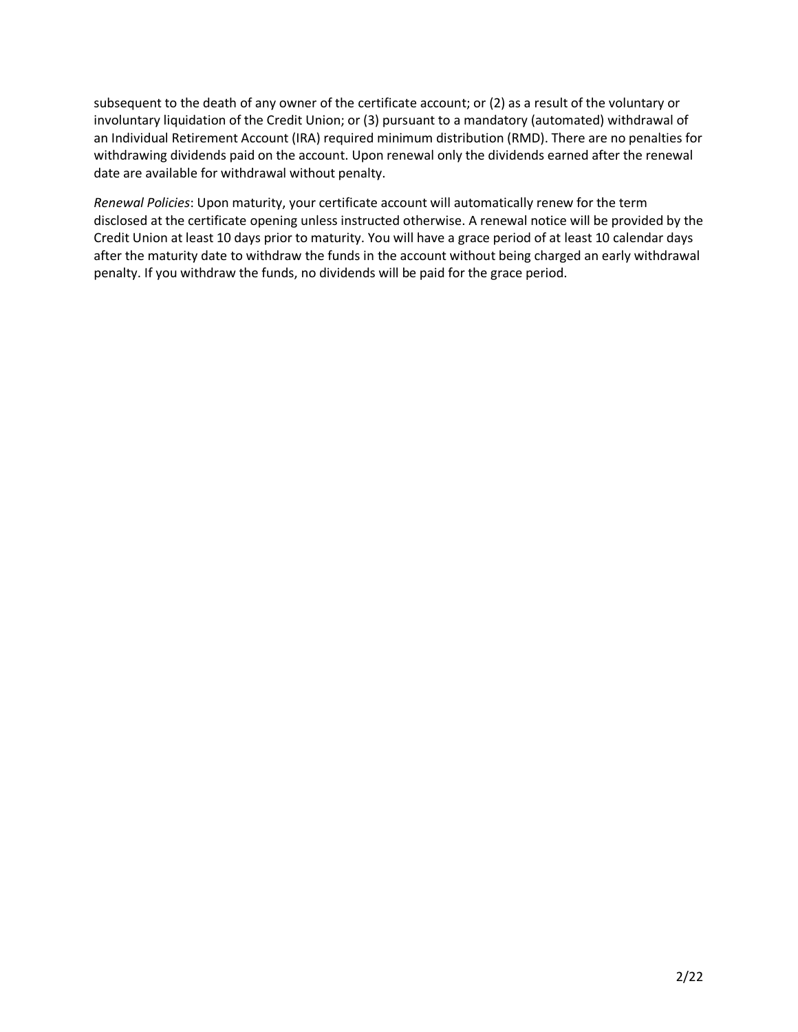subsequent to the death of any owner of the certificate account; or (2) as a result of the voluntary or involuntary liquidation of the Credit Union; or (3) pursuant to a mandatory (automated) withdrawal of an Individual Retirement Account (IRA) required minimum distribution (RMD). There are no penalties for withdrawing dividends paid on the account. Upon renewal only the dividends earned after the renewal date are available for withdrawal without penalty.

*Renewal Policies*: Upon maturity, your certificate account will automatically renew for the term disclosed at the certificate opening unless instructed otherwise. A renewal notice will be provided by the Credit Union at least 10 days prior to maturity. You will have a grace period of at least 10 calendar days after the maturity date to withdraw the funds in the account without being charged an early withdrawal penalty. If you withdraw the funds, no dividends will be paid for the grace period.